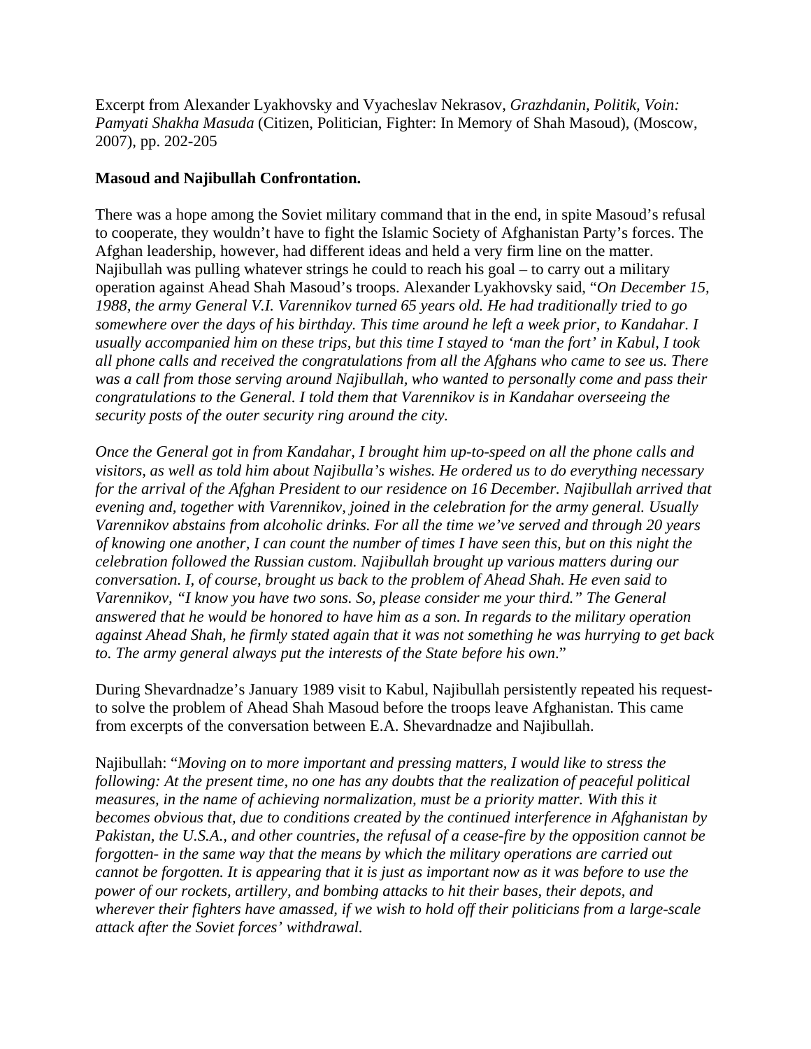Excerpt from Alexander Lyakhovsky and Vyacheslav Nekrasov, *Grazhdanin, Politik, Voin: Pamyati Shakha Masuda* (Citizen, Politician, Fighter: In Memory of Shah Masoud), (Moscow, 2007), pp. 202-205

**Masoud and Najibullah Confrontation.**

There was a hope among the Soviet military command that in the end, in spite Masoud's refusal to cooperate, they wouldn't have to fight the Islamic Society of Afghanistan Party's forces. The Afghan leadership, however, had different ideas and held a very firm line on the matter. Najibullah was pulling whatever strings he could to reach his goal – to carry out a military operation against Ahead Shah Masoud's troops. Alexander Lyakhovsky said, "*On December 15, 1988, the army General V.I. Varennikov turned 65 years old. He had traditionally tried to go somewhere over the days of his birthday. This time around he left a week prior, to Kandahar. I usually accompanied him on these trips, but this time I stayed to 'man the fort' in Kabul, I took all phone calls and received the congratulations from all the Afghans who came to see us. There was a call from those serving around Najibullah, who wanted to personally come and pass their congratulations to the General. I told them that Varennikov is in Kandahar overseeing the security posts of the outer security ring around the city.*

*Once the General got in from Kandahar, I brought him up-to-speed on all the phone calls and visitors, as well as told him about Najibulla's wishes. He ordered us to do everything necessary for the arrival of the Afghan President to our residence on 16 December. Najibullah arrived that evening and, together with Varennikov, joined in the celebration for the army general. Usually Varennikov abstains from alcoholic drinks. For all the time we've served and through 20 years of knowing one another, I can count the number of times I have seen this, but on this night the celebration followed the Russian custom. Najibullah brought up various matters during our conversation. I, of course, brought us back to the problem of Ahead Shah. He even said to Varennikov, "I know you have two sons. So, please consider me your third." The General answered that he would be honored to have him as a son. In regards to the military operation against Ahead Shah, he firmly stated again that it was not something he was hurrying to get back to. The army general always put the interests of the State before his own.*"

During Shevardnadze's January 1989 visit to Kabul, Najibullah persistently repeated his request- to solve the problem of Ahead Shah Masoud before the troops leave Afghanistan. This came from excerpts of the conversation between E.A. Shevardnadze and Najibullah.

Najibullah: "*Moving on to more important and pressing matters, I would like to stress the following: At the present time, no one has any doubts that the realization of peaceful political measures, in the name of achieving normalization, must be a priority matter. With this it becomes obvious that, due to conditions created by the continued interference in Afghanistan by Pakistan, the U.S.A., and other countries, the refusal of a cease-fire by the opposition cannot be forgotten- in the same way that the means by which the military operations are carried out cannot be forgotten. It is appearing that it is just as important now as it was before to use the power of our rockets, artillery, and bombing attacks to hit their bases, their depots, and wherever their fighters have amassed, if we wish to hold off their politicians from a large-scale attack after the Soviet forces' withdrawal.*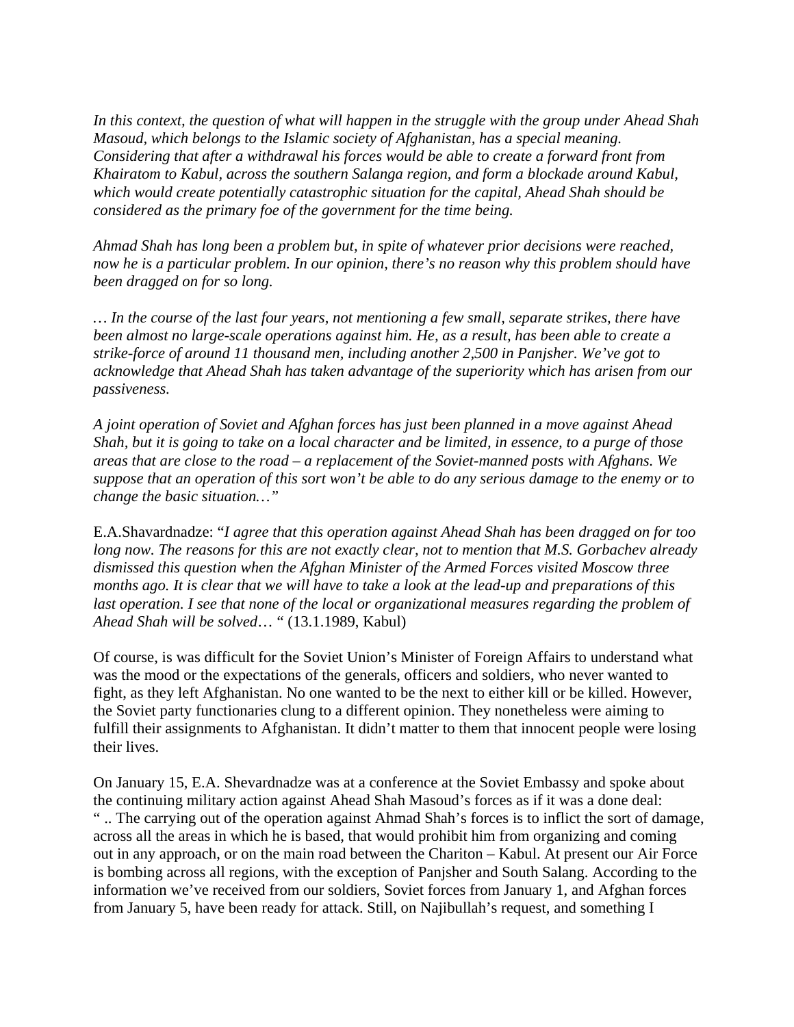*In this context, the question of what will happen in the struggle with the group under Ahead Shah Masoud, which belongs to the Islamic society of Afghanistan, has a special meaning. Considering that after a withdrawal his forces would be able to create a forward front from Khairatom to Kabul, across the southern Salanga region, and form a blockade around Kabul, which would create potentially catastrophic situation for the capital, Ahead Shah should be considered as the primary foe of the government for the time being.*

*Ahmad Shah has long been a problem but, in spite of whatever prior decisions were reached, now he is a particular problem. In our opinion, there's no reason why this problem should have been dragged on for so long.*

*… In the course of the last four years, not mentioning a few small, separate strikes, there have been almost no large-scale operations against him. He, as a result, has been able to create a strike-force of around 11 thousand men, including another 2,500 in Panjsher. We've got to acknowledge that Ahead Shah has taken advantage of the superiority which has arisen from our passiveness.*

*A joint operation of Soviet and Afghan forces has just been planned in a move against Ahead Shah, but it is going to take on a local character and be limited, in essence, to a purge of those areas that are close to the road – a replacement of the Soviet-manned posts with Afghans. We suppose that an operation of this sort won't be able to do any serious damage to the enemy or to change the basic situation…"*

E.A.Shavardnadze: "*I agree that this operation against Ahead Shah has been dragged on for too long now. The reasons for this are not exactly clear, not to mention that M.S. Gorbachev already dismissed this question when the Afghan Minister of the Armed Forces visited Moscow three months ago. It is clear that we will have to take a look at the lead-up and preparations of this last operation. I see that none of the local or organizational measures regarding the problem of Ahead Shah will be solved*… " (13.1.1989, Kabul)

Of course, is was difficult for the Soviet Union's Minister of Foreign Affairs to understand what was the mood or the expectations of the generals, officers and soldiers, who never wanted to fight, as they left Afghanistan. No one wanted to be the next to either kill or be killed. However, the Soviet party functionaries clung to a different opinion. They nonetheless were aiming to fulfill their assignments to Afghanistan. It didn't matter to them that innocent people were losing their lives.

On January 15, E.A. Shevardnadze was at a conference at the Soviet Embassy and spoke about the continuing military action against Ahead Shah Masoud's forces as if it was a done deal: " .. The carrying out of the operation against Ahmad Shah's forces is to inflict the sort of damage, across all the areas in which he is based, that would prohibit him from organizing and coming out in any approach, or on the main road between the Chariton – Kabul. At present our Air Force is bombing across all regions, with the exception of Panjsher and South Salang. According to the information we've received from our soldiers, Soviet forces from January 1, and Afghan forces from January 5, have been ready for attack. Still, on Najibullah's request, and something I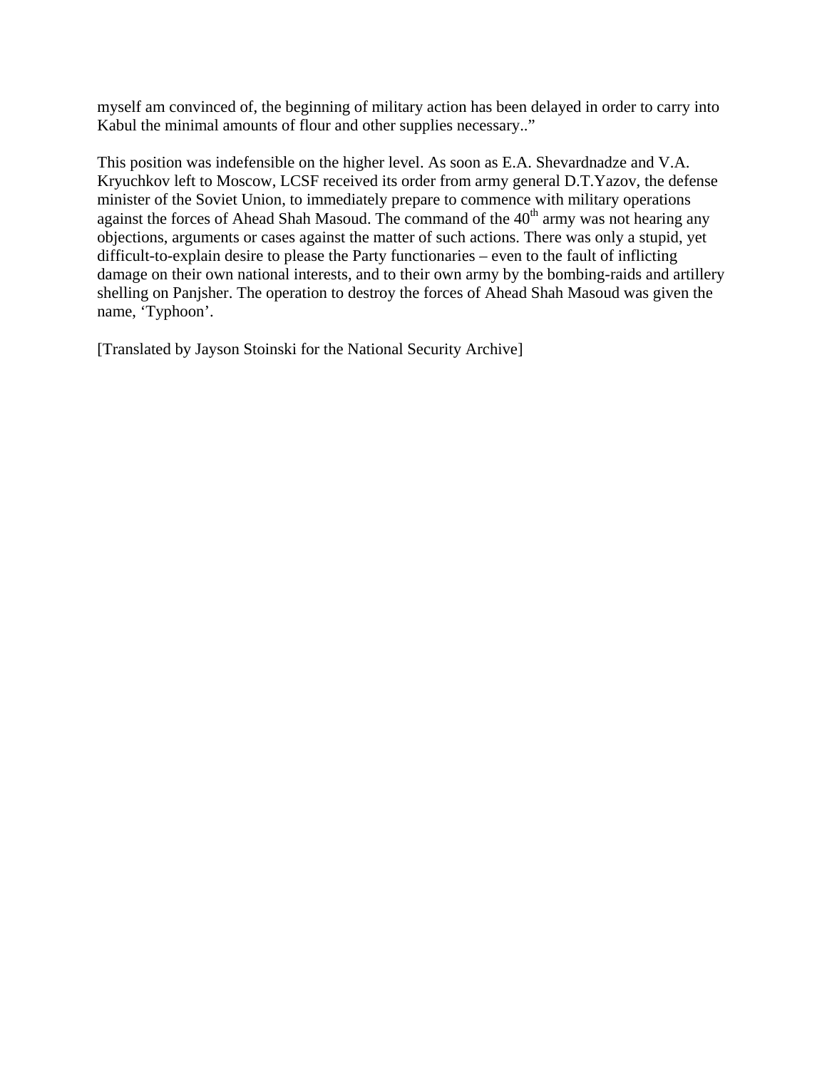myself am convinced of, the beginning of military action has been delayed in order to carry into Kabul the minimal amounts of flour and other supplies necessary.."

This position was indefensible on the higher level. As soon as E.A. Shevardnadze and V.A. Kryuchkov left to Moscow, LCSF received its order from army general D.T.Yazov, the defense minister of the Soviet Union, to immediately prepare to commence with military operations against the forces of Ahead Shah Masoud. The command of the 40th army was not hearing any objections, arguments or cases against the matter of such actions. There was only a stupid, yet difficult-to-explain desire to please the Party functionaries – even to the fault of inflicting damage on their own national interests, and to their own army by the bombing-raids and artillery shelling on Panjsher. The operation to destroy the forces of Ahead Shah Masoud was given the name, 'Typhoon'.

[Translated by Jayson Stoinski for the National Security Archive]